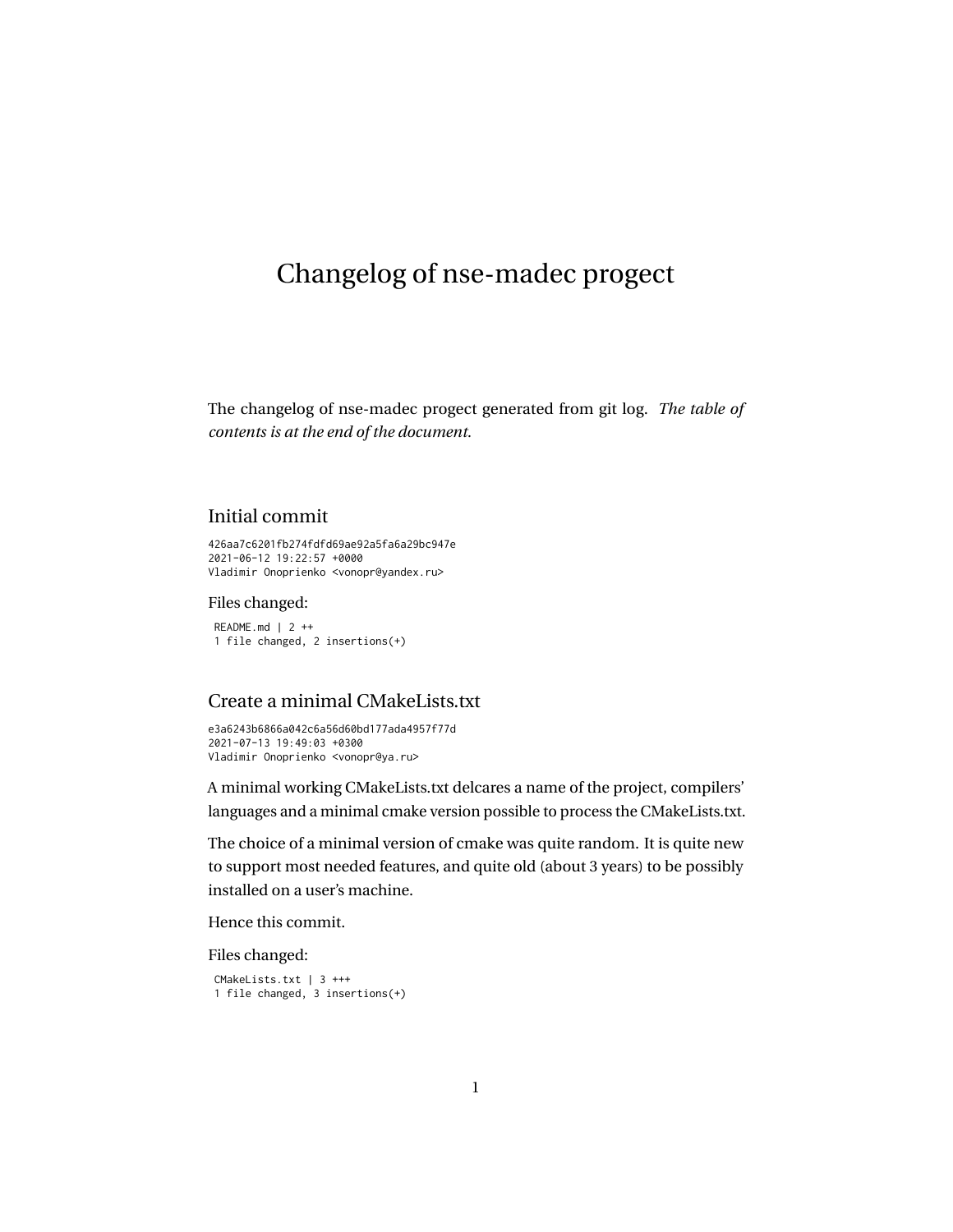# Changelog of nse-madec progect

The changelog of nse-madec progect generated from git log. *The table of contents is at the end of the document.*

## Initial commit

```
426aa7c6201fb274fdfd69ae92a5fa6a29bc947e
2021-06-12 19:22:57 +0000
Vladimir Onoprienko <vonopr@yandex.ru>
```

### Files changed:

```
 README.md | 2 ++
 1 file changed, 2 insertions(+)
```

## Create a minimal CMakeLists.txt

```
e3a6243b6866a042c6a56d60bd177ada4957f77d
2021-07-13 19:49:03 +0300
Vladimir Onoprienko <vonopr@ya.ru>
```

A minimal working CMakeLists.txt delcares a name of the project, compilers' languages and a minimal cmake version possible to process the CMakeLists.txt.

The choice of a minimal version of cmake was quite random. It is quite new to support most needed features, and quite old (about 3 years) to be possibly installed on a user's machine.

Hence this commit.

### Files changed:

```
 CMakeLists.txt | 3 +++
 1 file changed, 3 insertions(+)
```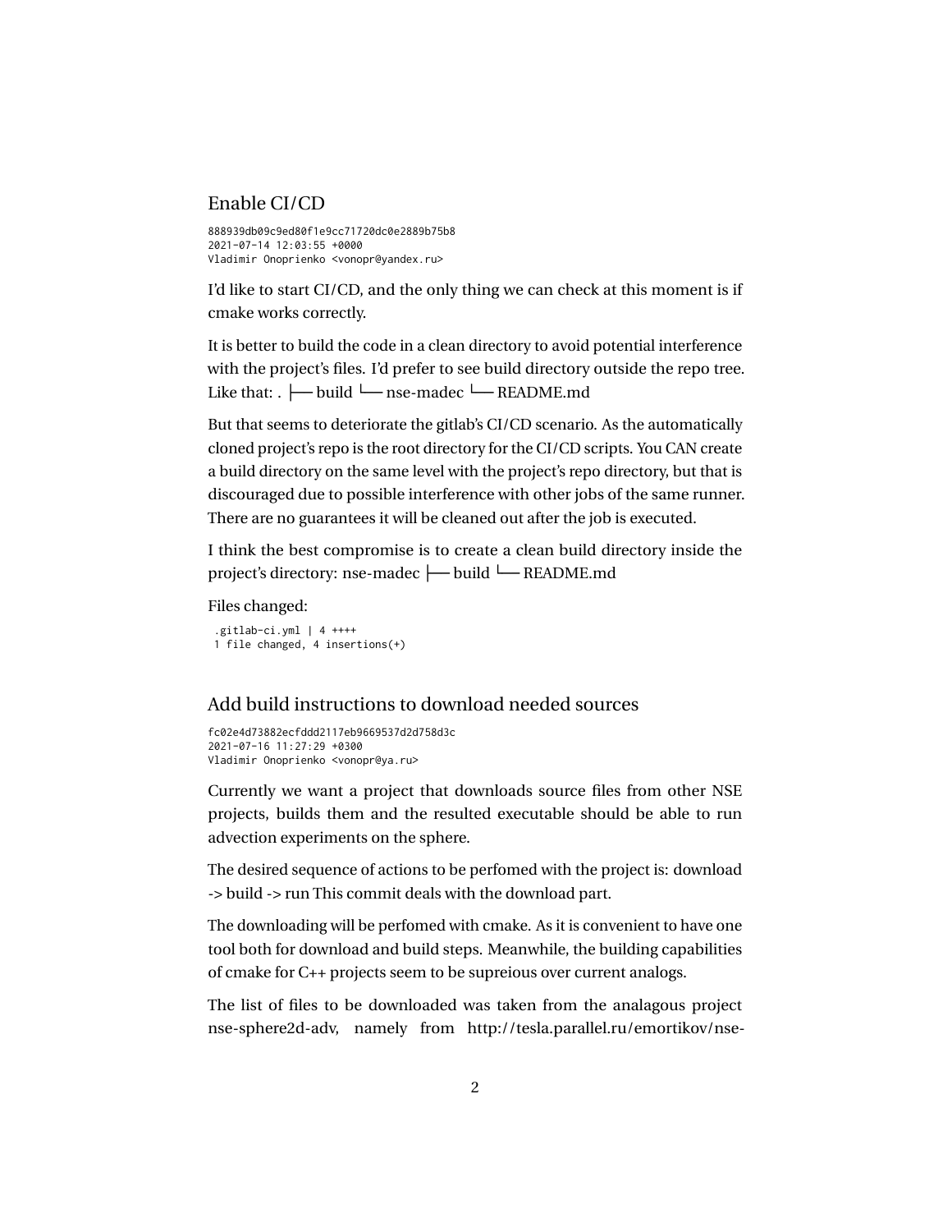## Enable CI/CD

```
888939db09c9ed80f1e9cc71720dc0e2889b75b8
2021-07-14 12:03:55 +0000
Vladimir Onoprienko <vonopr@yandex.ru>
```

I'd like to start CI/CD, and the only thing we can check at this moment is if cmake works correctly.

It is better to build the code in a clean directory to avoid potential interference with the project's files. I'd prefer to see build directory outside the repo tree. Like that: . ├── build └── nse-madec └── README.md

But that seems to deteriorate the gitlab's CI/CD scenario. As the automatically cloned project's repo is the root directory for the CI/CD scripts. You CAN create a build directory on the same level with the project's repo directory, but that is discouraged due to possible interference with other jobs of the same runner. There are no guarantees it will be cleaned out after the job is executed.

I think the best compromise is to create a clean build directory inside the project's directory: nse-madec ├── build └── README.md

Files changed:

```
 .gitlab-ci.yml | 4 ++++
 1 file changed, 4 insertions(+)
```

## Add build instructions to download needed sources

```
fc02e4d73882ecfddd2117eb9669537d2d758d3c
2021-07-16 11:27:29 +0300
Vladimir Onoprienko <vonopr@ya.ru>
```

Currently we want a project that downloads source files from other NSE projects, builds them and the resulted executable should be able to run advection experiments on the sphere.

The desired sequence of actions to be perfomed with the project is: download -> build -> run This commit deals with the download part.

The downloading will be perfomed with cmake. As it is convenient to have one tool both for download and build steps. Meanwhile, the building capabilities of cmake for C++ projects seem to be supreious over current analogs.

The list of files to be downloaded was taken from the analagous project nse-sphere2d-adv, namely from http://tesla.parallel.ru/emortikov/nse-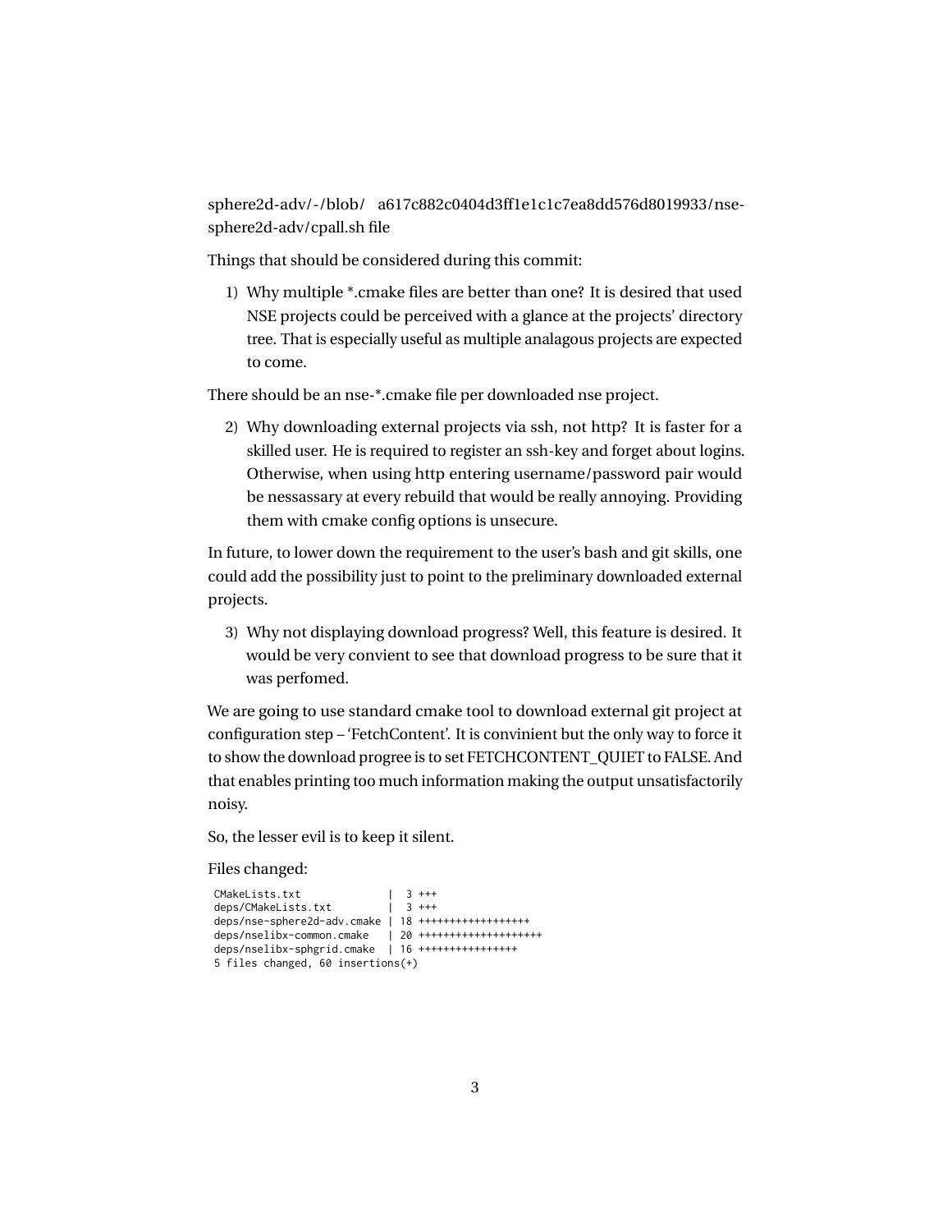sphere2d-adv/-/blob/ a617c882c0404d3ff1e1c1c7ea8dd576d8019933/nse-sphere2d-adv/cpall.sh file

Things that should be considered during this commit:

1) Why multiple *.cmake files are better than one? It is desired that used NSE projects could be perceived with a glance at the projects' directory tree. That is especially useful as multiple analagous projects are expected to come.

There should be an nse-*.cmake file per downloaded nse project.

2) Why downloading external projects via ssh, not http? It is faster for a skilled user. He is required to register an ssh-key and forget about logins. Otherwise, when using http entering username/password pair would be nessassary at every rebuild that would be really annoying. Providing them with cmake config options is unsecure.

In future, to lower down the requirement to the user's bash and git skills, one could add the possibility just to point to the preliminary downloaded external projects.

3) Why not displaying download progress? Well, this feature is desired. It would be very convient to see that download progress to be sure that it was perfomed.

We are going to use standard cmake tool to download external git project at configuration step – 'FetchContent'. It is convinient but the only way to force it to show the download progree is to set FETCHCONTENT_QUIET to FALSE. And that enables printing too much information making the output unsatisfactorily noisy.

So, the lesser evil is to keep it silent.

Files changed:

```
CMakeLists.txt              |  3 +++
deps/CMakeLists.txt         |  3 +++
deps/nse-sphere2d-adv.cmake | 18 ++++++++++++++++++
deps/nselibx-common.cmake   | 20 ++++++++++++++++++++
deps/nselibx-sphgrid.cmake  | 16 ++++++++++++++++
5 files changed, 60 insertions(+)
```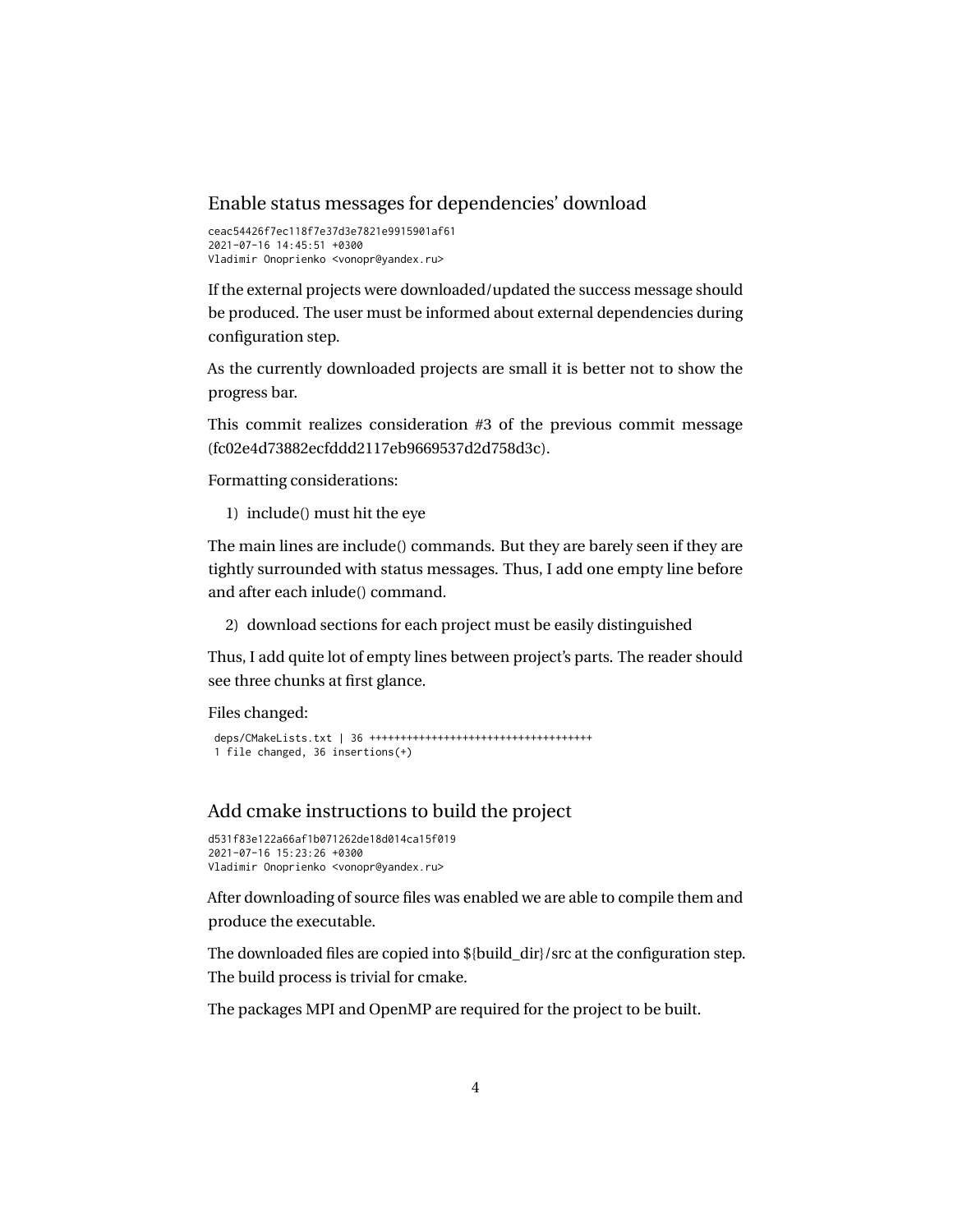## Enable status messages for dependencies' download

```
ceac54426f7ec118f7e37d3e7821e9915901af61
2021-07-16 14:45:51 +0300
Vladimir Onoprienko <vonopr@yandex.ru>
```

If the external projects were downloaded/updated the success message should be produced. The user must be informed about external dependencies during configuration step.

As the currently downloaded projects are small it is better not to show the progress bar.

This commit realizes consideration #3 of the previous commit message (fc02e4d73882ecfddd2117eb9669537d2d758d3c).

Formatting considerations:

1) include() must hit the eye

The main lines are include() commands. But they are barely seen if they are tightly surrounded with status messages. Thus, I add one empty line before and after each inlude() command.

2) download sections for each project must be easily distinguished

Thus, I add quite lot of empty lines between project's parts. The reader should see three chunks at first glance.

Files changed:

```
 deps/CMakeLists.txt | 36 ++++++++++++++++++++++++++++++++++++
 1 file changed, 36 insertions(+)
```

## Add cmake instructions to build the project

```
d531f83e122a66af1b071262de18d014ca15f019
2021-07-16 15:23:26 +0300
Vladimir Onoprienko <vonopr@yandex.ru>
```

After downloading of source files was enabled we are able to compile them and produce the executable.

The downloaded files are copied into ${build_dir}/src at the configuration step. The build process is trivial for cmake.

The packages MPI and OpenMP are required for the project to be built.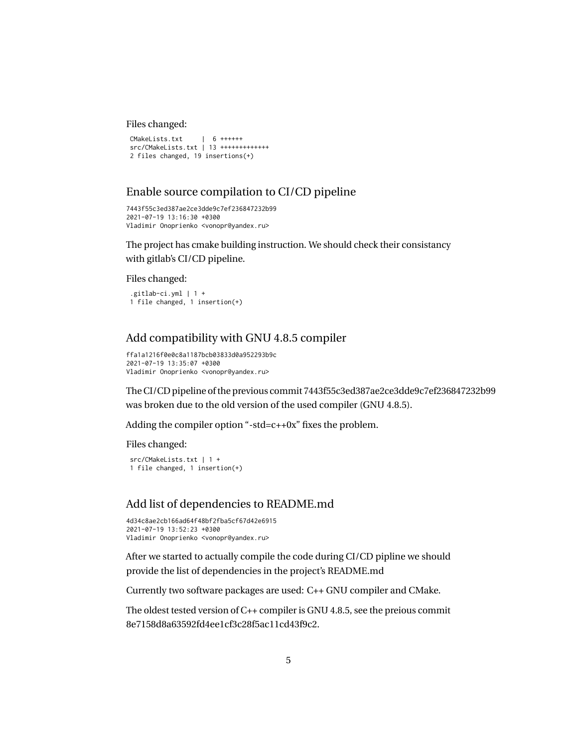Files changed:

```
 CMakeLists.txt     |  6 ++++++
 src/CMakeLists.txt | 13 +++++++++++++
 2 files changed, 19 insertions(+)
```

## Enable source compilation to CI/CD pipeline

```
7443f55c3ed387ae2ce3dde9c7ef236847232b99
2021-07-19 13:16:30 +0300
Vladimir Onoprienko <vonopr@yandex.ru>
```

The project has cmake building instruction. We should check their consistancy with gitlab's CI/CD pipeline.

Files changed:

```
 .gitlab-ci.yml | 1 +
 1 file changed, 1 insertion(+)
```

## Add compatibility with GNU 4.8.5 compiler

```
ffa1a1216f0e0c8a1187bcb03833d0a952293b9c
2021-07-19 13:35:07 +0300
Vladimir Onoprienko <vonopr@yandex.ru>
```

The CI/CD pipeline of the previous commit 7443f55c3ed387ae2ce3dde9c7ef236847232b99 was broken due to the old version of the used compiler (GNU 4.8.5).

Adding the compiler option "-std=c++0x" fixes the problem.

Files changed:

```
 src/CMakeLists.txt | 1 +
 1 file changed, 1 insertion(+)
```

## Add list of dependencies to README.md

```
4d34c8ae2cb166ad64f48bf2fba5cf67d42e6915
2021-07-19 13:52:23 +0300
Vladimir Onoprienko <vonopr@yandex.ru>
```

After we started to actually compile the code during CI/CD pipline we should provide the list of dependencies in the project's README.md

Currently two software packages are used: C++ GNU compiler and CMake.

The oldest tested version of C++ compiler is GNU 4.8.5, see the preious commit 8e7158d8a63592fd4ee1cf3c28f5ac11cd43f9c2.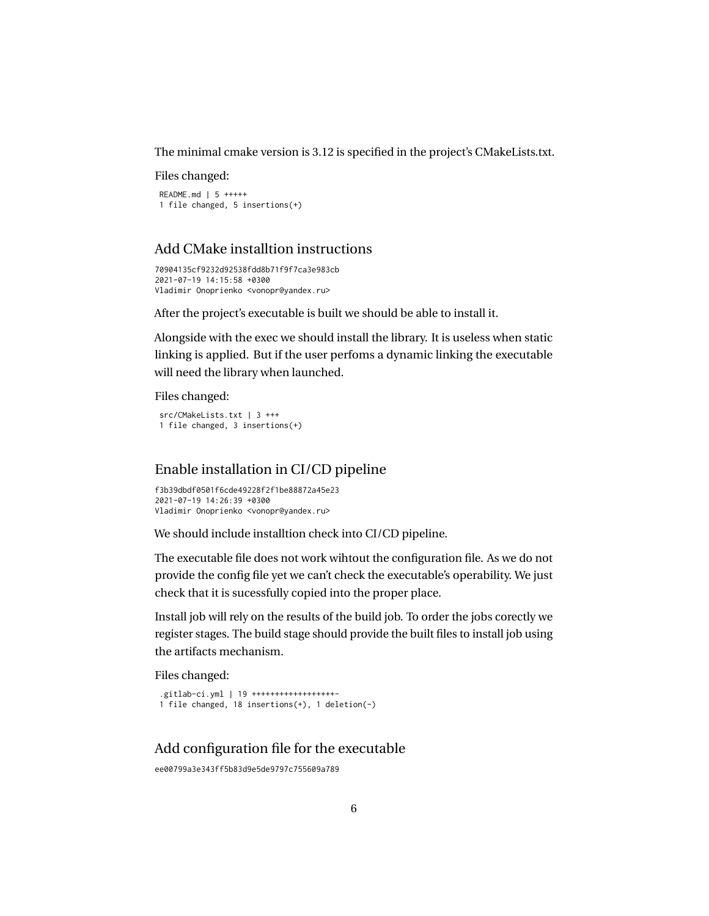The minimal cmake version is 3.12 is specified in the project's CMakeLists.txt.

Files changed:

```
README.md | 5 +++++
1 file changed, 5 insertions(+)
```

## Add CMake installtion instructions

```
70904135cf9232d92538fdd8b71f9f7ca3e983cb
2021-07-19 14:15:58 +0300
Vladimir Onoprienko <vonopr@yandex.ru>
```

After the project's executable is built we should be able to install it.

Alongside with the exec we should install the library. It is useless when static linking is applied. But if the user perfoms a dynamic linking the executable will need the library when launched.

Files changed:

```
src/CMakeLists.txt | 3 +++
1 file changed, 3 insertions(+)
```

## Enable installation in CI/CD pipeline

```
f3b39dbdf0501f6cde49228f2f1be88872a45e23
2021-07-19 14:26:39 +0300
Vladimir Onoprienko <vonopr@yandex.ru>
```

We should include installtion check into CI/CD pipeline.

The executable file does not work wihtout the configuration file. As we do not provide the config file yet we can't check the executable's operability. We just check that it is sucessfully copied into the proper place.

Install job will rely on the results of the build job. To order the jobs corectly we register stages. The build stage should provide the built files to install job using the artifacts mechanism.

Files changed:

```
.gitlab-ci.yml | 19 ++++++++++++++++++-
1 file changed, 18 insertions(+), 1 deletion(-)
```

## Add configuration file for the executable

```
ee00799a3e343ff5b83d9e5de9797c755609a789
```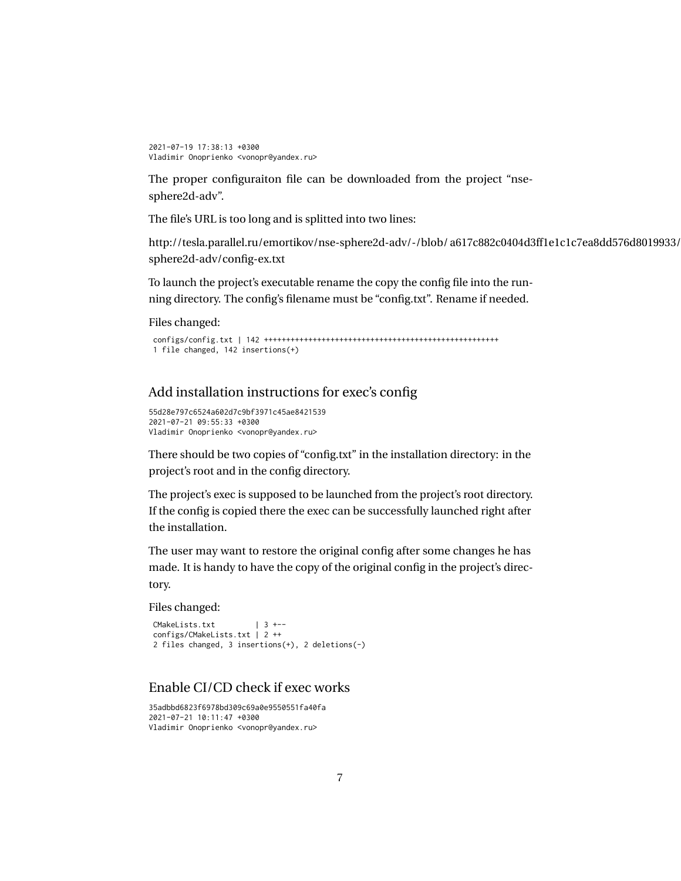```
2021-07-19 17:38:13 +0300
Vladimir Onoprienko <vonopr@yandex.ru>
```

The proper configuraiton file can be downloaded from the project "nse-sphere2d-adv".

The file's URL is too long and is splitted into two lines:

http://tesla.parallel.ru/emortikov/nse-sphere2d-adv/-/blob/ a617c882c0404d3ff1e1c1c7ea8dd576d8019933/
sphere2d-adv/config-ex.txt

To launch the project's executable rename the copy the config file into the running directory. The config's filename must be "config.txt". Rename if needed.

Files changed:

```
configs/config.txt | 142 ++++++++++++++++++++++++++++++++++++++++++++++++++++++
1 file changed, 142 insertions(+)
```

## Add installation instructions for exec's config

```
55d28e797c6524a602d7c9bf3971c45ae8421539
2021-07-21 09:55:33 +0300
Vladimir Onoprienko <vonopr@yandex.ru>
```

There should be two copies of "config.txt" in the installation directory: in the project's root and in the config directory.

The project's exec is supposed to be launched from the project's root directory. If the config is copied there the exec can be successfully launched right after the installation.

The user may want to restore the original config after some changes he has made. It is handy to have the copy of the original config in the project's directory.

Files changed:

```
CMakeLists.txt         | 3 +--
configs/CMakeLists.txt | 2 ++
2 files changed, 3 insertions(+), 2 deletions(-)
```

## Enable CI/CD check if exec works

```
35adbbd6823f6978bd309c69a0e9550551fa40fa
2021-07-21 10:11:47 +0300
Vladimir Onoprienko <vonopr@yandex.ru>
```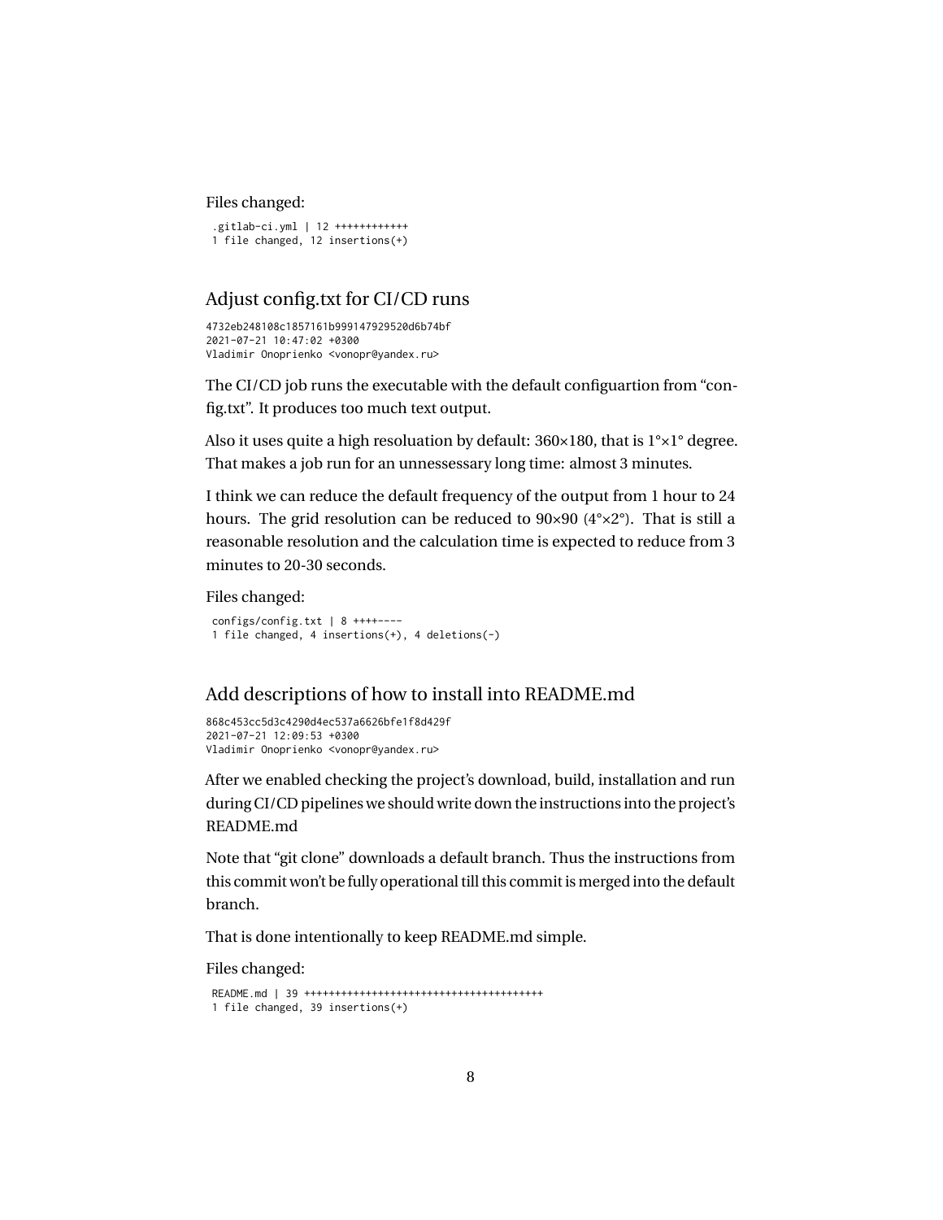Files changed:

```
.gitlab-ci.yml | 12 ++++++++++++
1 file changed, 12 insertions(+)
```

## Adjust config.txt for CI/CD runs

```
4732eb248108c1857161b999147929520d6b74bf
2021-07-21 10:47:02 +0300
Vladimir Onoprienko <vonopr@yandex.ru>
```

The CI/CD job runs the executable with the default configuartion from "config.txt". It produces too much text output.

Also it uses quite a high resoluation by default: 360×180, that is 1°×1° degree. That makes a job run for an unnessessary long time: almost 3 minutes.

I think we can reduce the default frequency of the output from 1 hour to 24 hours. The grid resolution can be reduced to 90×90 (4°×2°). That is still a reasonable resolution and the calculation time is expected to reduce from 3 minutes to 20-30 seconds.

Files changed:

```
configs/config.txt | 8 ++++----
1 file changed, 4 insertions(+), 4 deletions(-)
```

## Add descriptions of how to install into README.md

```
868c453cc5d3c4290d4ec537a6626bfe1f8d429f
2021-07-21 12:09:53 +0300
Vladimir Onoprienko <vonopr@yandex.ru>
```

After we enabled checking the project's download, build, installation and run during CI/CD pipelines we should write down the instructions into the project's README.md

Note that "git clone" downloads a default branch. Thus the instructions from this commit won't be fully operational till this commit is merged into the default branch.

That is done intentionally to keep README.md simple.

Files changed:

```
README.md | 39 +++++++++++++++++++++++++++++++++++++++
1 file changed, 39 insertions(+)
```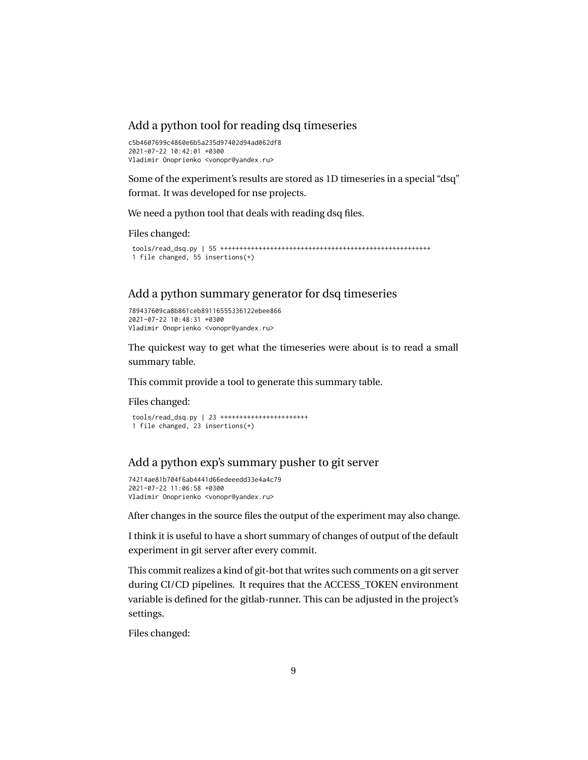## Add a python tool for reading dsq timeseries

```
c5b4607699c4860e6b5a235d97402d94ad062df8
2021-07-22 10:42:01 +0300
Vladimir Onoprienko <vonopr@yandex.ru>
```

Some of the experiment's results are stored as 1D timeseries in a special "dsq" format. It was developed for nse projects.

We need a python tool that deals with reading dsq files.

Files changed:

```
 tools/read_dsq.py | 55 +++++++++++++++++++++++++++++++++++++++++++++++++++++++
 1 file changed, 55 insertions(+)
```

## Add a python summary generator for dsq timeseries

```
789437609ca8b861ceb89116555336122ebee866
2021-07-22 10:48:31 +0300
Vladimir Onoprienko <vonopr@yandex.ru>
```

The quickest way to get what the timeseries were about is to read a small summary table.

This commit provide a tool to generate this summary table.

Files changed:

```
 tools/read_dsq.py | 23 +++++++++++++++++++++++
 1 file changed, 23 insertions(+)
```

## Add a python exp's summary pusher to git server

```
74214ae81b704f6ab4441d66edeeedd33e4a4c79
2021-07-22 11:06:58 +0300
Vladimir Onoprienko <vonopr@yandex.ru>
```

After changes in the source files the output of the experiment may also change.

I think it is useful to have a short summary of changes of output of the default experiment in git server after every commit.

This commit realizes a kind of git-bot that writes such comments on a git server during CI/CD pipelines. It requires that the ACCESS_TOKEN environment variable is defined for the gitlab-runner. This can be adjusted in the project's settings.

Files changed: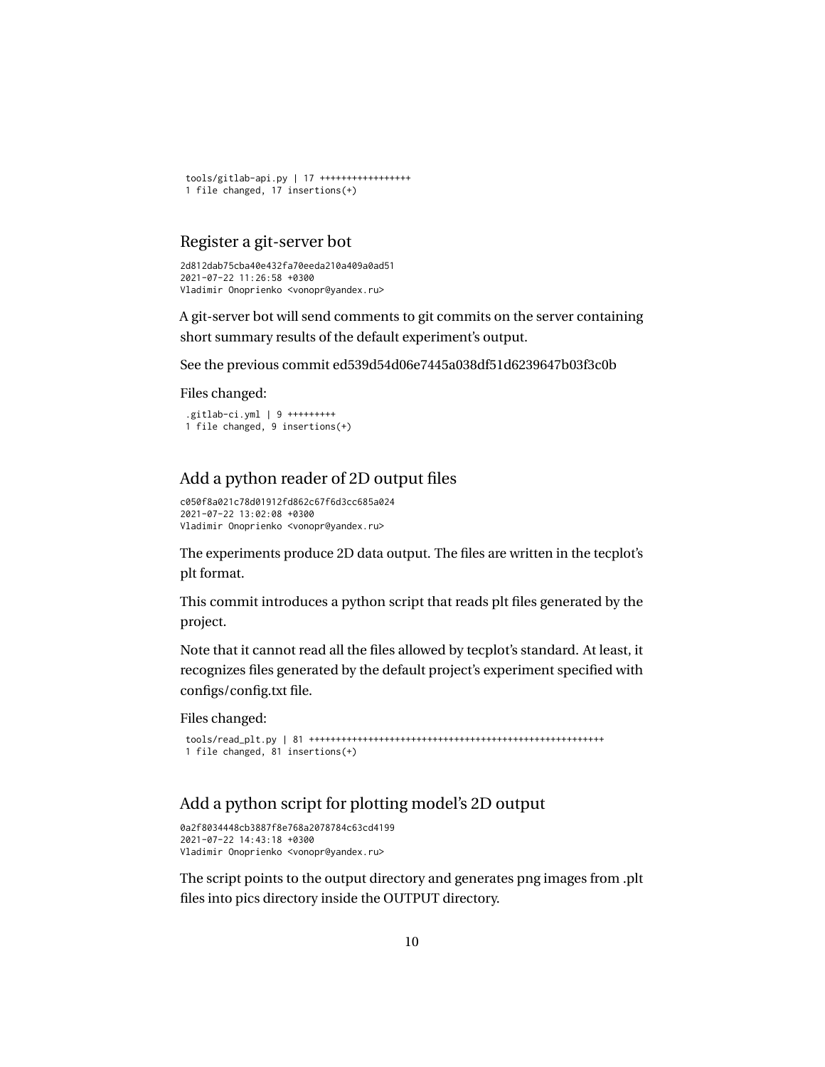```
 tools/gitlab-api.py | 17 +++++++++++++++++
 1 file changed, 17 insertions(+)
```

## Register a git-server bot

```
2d812dab75cba40e432fa70eeda210a409a0ad51
2021-07-22 11:26:58 +0300
Vladimir Onoprienko <vonopr@yandex.ru>
```

A git-server bot will send comments to git commits on the server containing short summary results of the default experiment's output.

See the previous commit ed539d54d06e7445a038df51d6239647b03f3c0b

Files changed:

```
 .gitlab-ci.yml | 9 +++++++++
 1 file changed, 9 insertions(+)
```

## Add a python reader of 2D output files

```
c050f8a021c78d01912fd862c67f6d3cc685a024
2021-07-22 13:02:08 +0300
Vladimir Onoprienko <vonopr@yandex.ru>
```

The experiments produce 2D data output. The files are written in the tecplot's plt format.

This commit introduces a python script that reads plt files generated by the project.

Note that it cannot read all the files allowed by tecplot's standard. At least, it recognizes files generated by the default project's experiment specified with configs/config.txt file.

Files changed:

```
 tools/read_plt.py | 81 +++++++++++++++++++++++++++++++++++++++++++++++++++++++++
 1 file changed, 81 insertions(+)
```

## Add a python script for plotting model's 2D output

```
0a2f8034448cb3887f8e768a2078784c63cd4199
2021-07-22 14:43:18 +0300
Vladimir Onoprienko <vonopr@yandex.ru>
```

The script points to the output directory and generates png images from .plt files into pics directory inside the OUTPUT directory.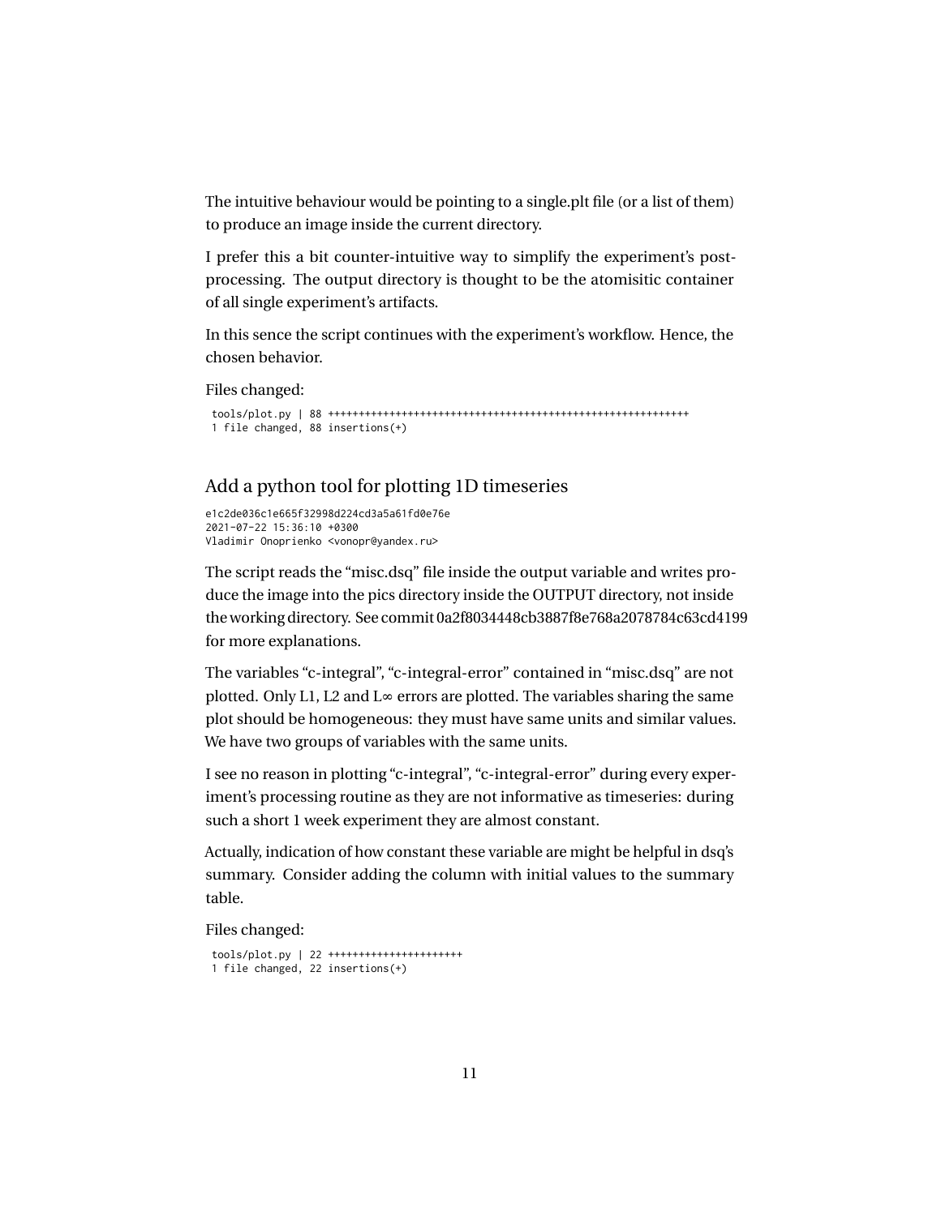The intuitive behaviour would be pointing to a single.plt file (or a list of them) to produce an image inside the current directory.

I prefer this a bit counter-intuitive way to simplify the experiment's post-processing. The output directory is thought to be the atomisitic container of all single experiment's artifacts.

In this sence the script continues with the experiment's workflow. Hence, the chosen behavior.

Files changed:

```
 tools/plot.py | 88 ++++++++++++++++++++++++++++++++++++++++++++++++++++++++++++
 1 file changed, 88 insertions(+)
```

## Add a python tool for plotting 1D timeseries

```
e1c2de036c1e665f32998d224cd3a5a61fd0e76e
2021-07-22 15:36:10 +0300
Vladimir Onoprienko <vonopr@yandex.ru>
```

The script reads the "misc.dsq" file inside the output variable and writes produce the image into the pics directory inside the OUTPUT directory, not inside the working directory. See commit 0a2f8034448cb3887f8e768a2078784c63cd4199 for more explanations.

The variables "c-integral", "c-integral-error" contained in "misc.dsq" are not plotted. Only L1, L2 and L∞ errors are plotted. The variables sharing the same plot should be homogeneous: they must have same units and similar values. We have two groups of variables with the same units.

I see no reason in plotting "c-integral", "c-integral-error" during every experiment's processing routine as they are not informative as timeseries: during such a short 1 week experiment they are almost constant.

Actually, indication of how constant these variable are might be helpful in dsq's summary. Consider adding the column with initial values to the summary table.

Files changed:

```
 tools/plot.py | 22 ++++++++++++++++++++++
 1 file changed, 22 insertions(+)
```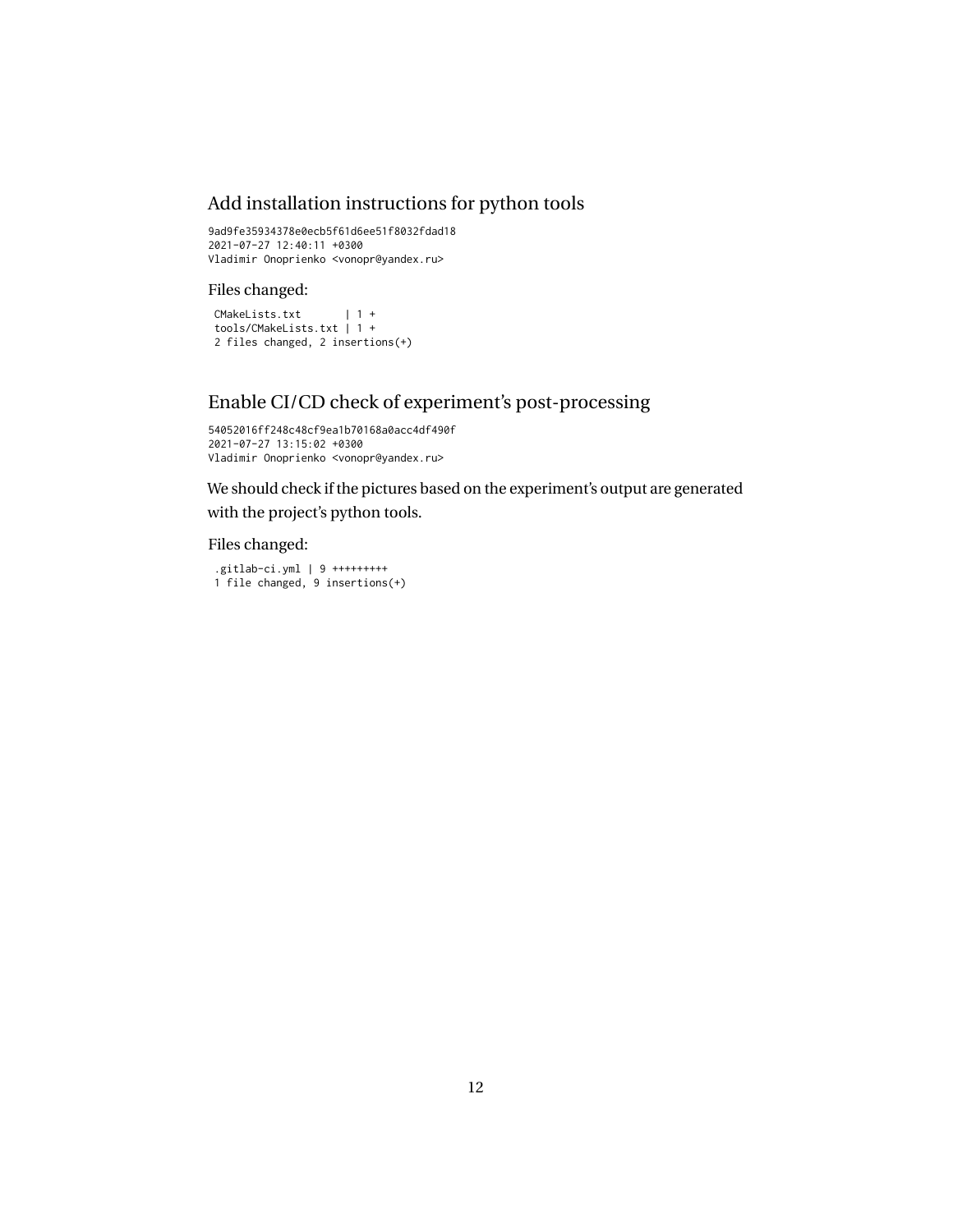## Add installation instructions for python tools

```
9ad9fe35934378e0ecb5f61d6ee51f8032fdad18
2021-07-27 12:40:11 +0300
Vladimir Onoprienko <vonopr@yandex.ru>
```

### Files changed:

```
 CMakeLists.txt       | 1 +
 tools/CMakeLists.txt | 1 +
 2 files changed, 2 insertions(+)
```

## Enable CI/CD check of experiment's post-processing

```
54052016ff248c48cf9ea1b70168a0acc4df490f
2021-07-27 13:15:02 +0300
Vladimir Onoprienko <vonopr@yandex.ru>
```

We should check if the pictures based on the experiment's output are generated with the project's python tools.

### Files changed:

```
 .gitlab-ci.yml | 9 +++++++++
 1 file changed, 9 insertions(+)
```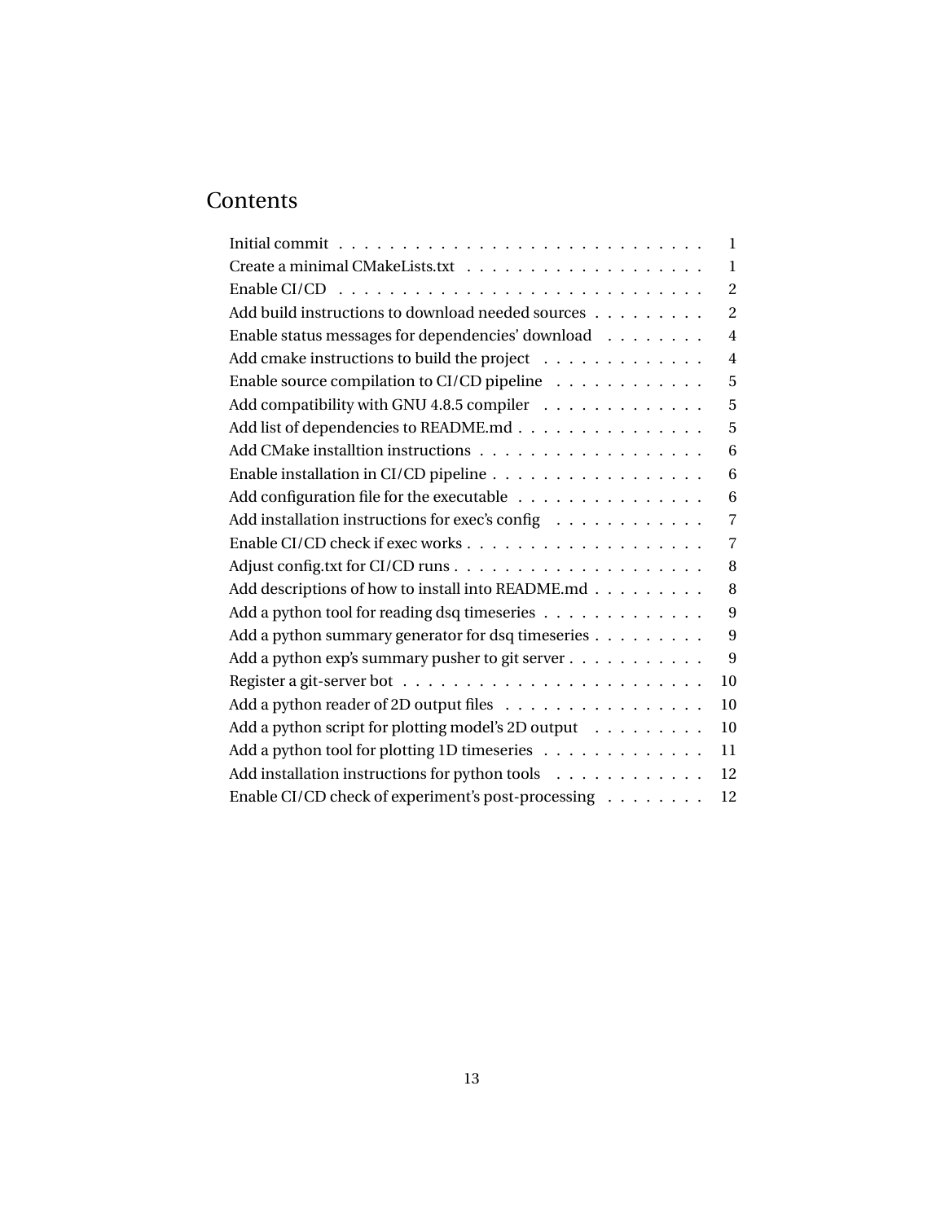# Contents

- Initial commit . . . . . . . . . . . . . . . . . . . . . . . . . . . . . 1
- Create a minimal CMakeLists.txt . . . . . . . . . . . . . . . . . . . 1
- Enable CI/CD . . . . . . . . . . . . . . . . . . . . . . . . . . . . . 2
- Add build instructions to download needed sources . . . . . . . . . 2
- Enable status messages for dependencies' download . . . . . . . . 4
- Add cmake instructions to build the project . . . . . . . . . . . . . 4
- Enable source compilation to CI/CD pipeline . . . . . . . . . . . . 5
- Add compatibility with GNU 4.8.5 compiler . . . . . . . . . . . . . 5
- Add list of dependencies to README.md . . . . . . . . . . . . . . . 5
- Add CMake installtion instructions . . . . . . . . . . . . . . . . . . 6
- Enable installation in CI/CD pipeline . . . . . . . . . . . . . . . . . 6
- Add configuration file for the executable . . . . . . . . . . . . . . . 6
- Add installation instructions for exec's config . . . . . . . . . . . . 7
- Enable CI/CD check if exec works . . . . . . . . . . . . . . . . . . . 7
- Adjust config.txt for CI/CD runs . . . . . . . . . . . . . . . . . . . . 8
- Add descriptions of how to install into README.md . . . . . . . . . 8
- Add a python tool for reading dsq timeseries . . . . . . . . . . . . . 9
- Add a python summary generator for dsq timeseries . . . . . . . . . 9
- Add a python exp's summary pusher to git server . . . . . . . . . . . 9
- Register a git-server bot . . . . . . . . . . . . . . . . . . . . . . . . 10
- Add a python reader of 2D output files . . . . . . . . . . . . . . . . 10
- Add a python script for plotting model's 2D output . . . . . . . . . 10
- Add a python tool for plotting 1D timeseries . . . . . . . . . . . . . 11
- Add installation instructions for python tools . . . . . . . . . . . . 12
- Enable CI/CD check of experiment's post-processing . . . . . . . . 12